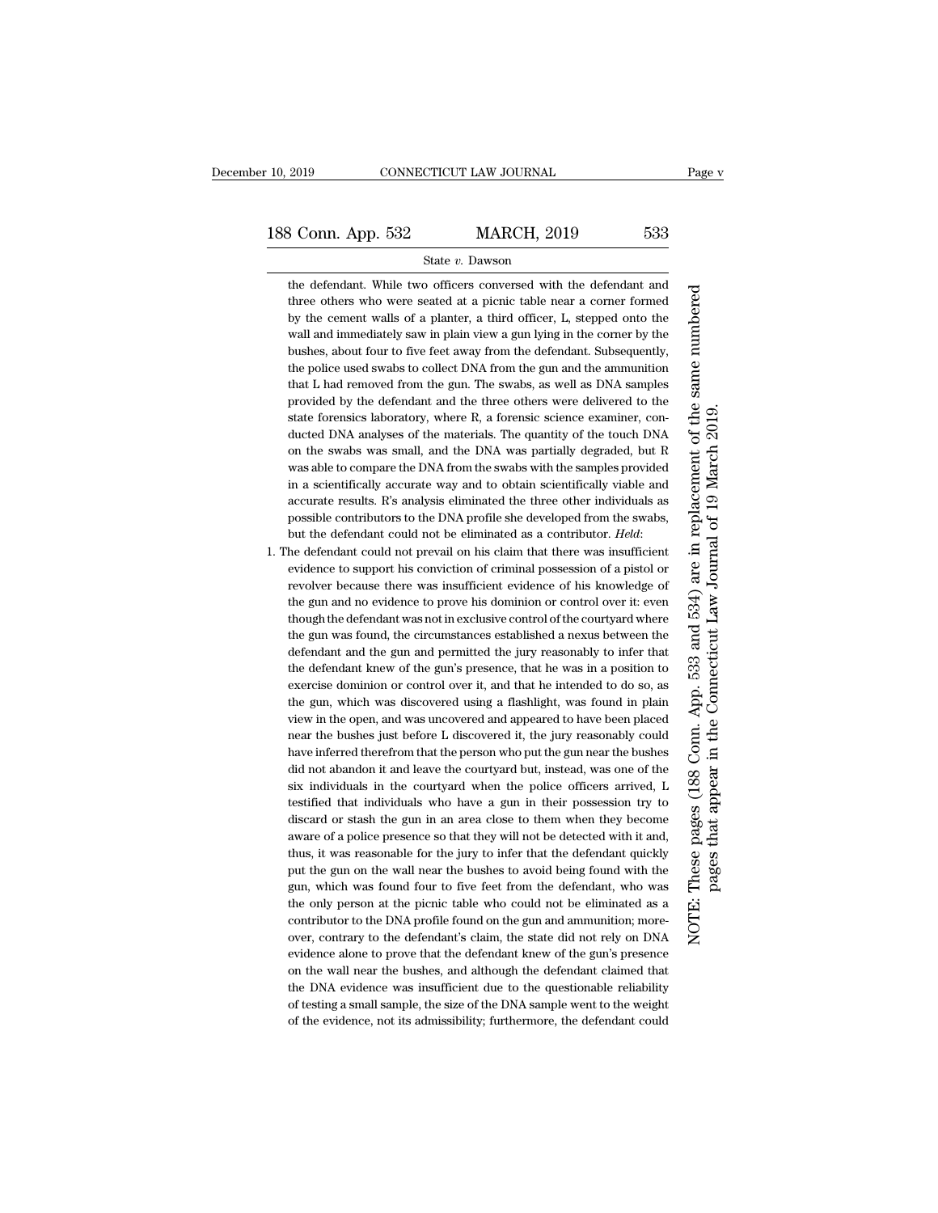the defendant. While two officers conversed with the defendant and three others who were seated at a picnic table near a corner formed by the cement walls of a planter, a third officer, L, stepped onto the wall and immediately saw in plain view a gun lying in the corner by the bushes, about four to five feet away from the defendant. Subsequently, the police used swabs to collect DNA from the gun and the ammunition that L had removed from the gun. The swabs, as well as DNA samples provided by the defendant and the three others were delivered to the state forensics laboratory, where R, a forensic science examiner, conducted DNA analyses of the materials. The quantity of the touch DNA on the swabs was small, and the DNA was partially degraded, but R was able to compare the DNA from the swabs with the samples provided in a scientifically accurate way and to obtain scientifically viable and accurate results. R's analysis eliminated the three other individuals as possible contributors to the DNA profile she developed from the swabs, but the defendant could not be eliminated as a contributor. *Held*:

1. The defendant could not prevail on his claim that there was insufficient evidence to support his conviction of criminal possession of a pistol or revolver because there was insufficient evidence of his knowledge of the gun and no evidence to prove his dominion or control over it: even though the defendant was not in exclusive control of the courtyard where the gun was found, the circumstances established a nexus between the defendant and the gun and permitted the jury reasonably to infer that the defendant knew of the gun's presence, that he was in a position to exercise dominion or control over it, and that he intended to do so, as the gun, which was discovered using a flashlight, was found in plain view in the open, and was uncovered and appeared to have been placed near the bushes just before L discovered it, the jury reasonably could have inferred therefrom that the person who put the gun near the bushes did not abandon it and leave the courtyard but, instead, was one of the six individuals in the courtyard when the police officers arrived, L testified that individuals who have a gun in their possession try to discard or stash the gun in an area close to them when they become aware of a police presence so that they will not be detected with it and, thus, it was reasonable for the jury to infer that the defendant quickly put the gun on the wall near the bushes to avoid being found with the gun, which was found four to five feet from the defendant, who was the only person at the picnic table who could not be eliminated as a contributor to the DNA profile found on the gun and ammunition; moreover, contrary to the defendant's claim, the state did not rely on DNA evidence alone to prove that the defendant knew of the gun's presence on the wall near the bushes, and although the defendant claimed that the DNA evidence was insufficient due to the questionable reliability of testing a small sample, the size of the DNA sample went to the weight of the evidence, not its admissibility; furthermore, the defendant could

NOTE: These pages (188 Conn. App. 533 and 534) are in replacement of the same numbered pages that appear in the Connecticut Law Journal of 19 March 2019.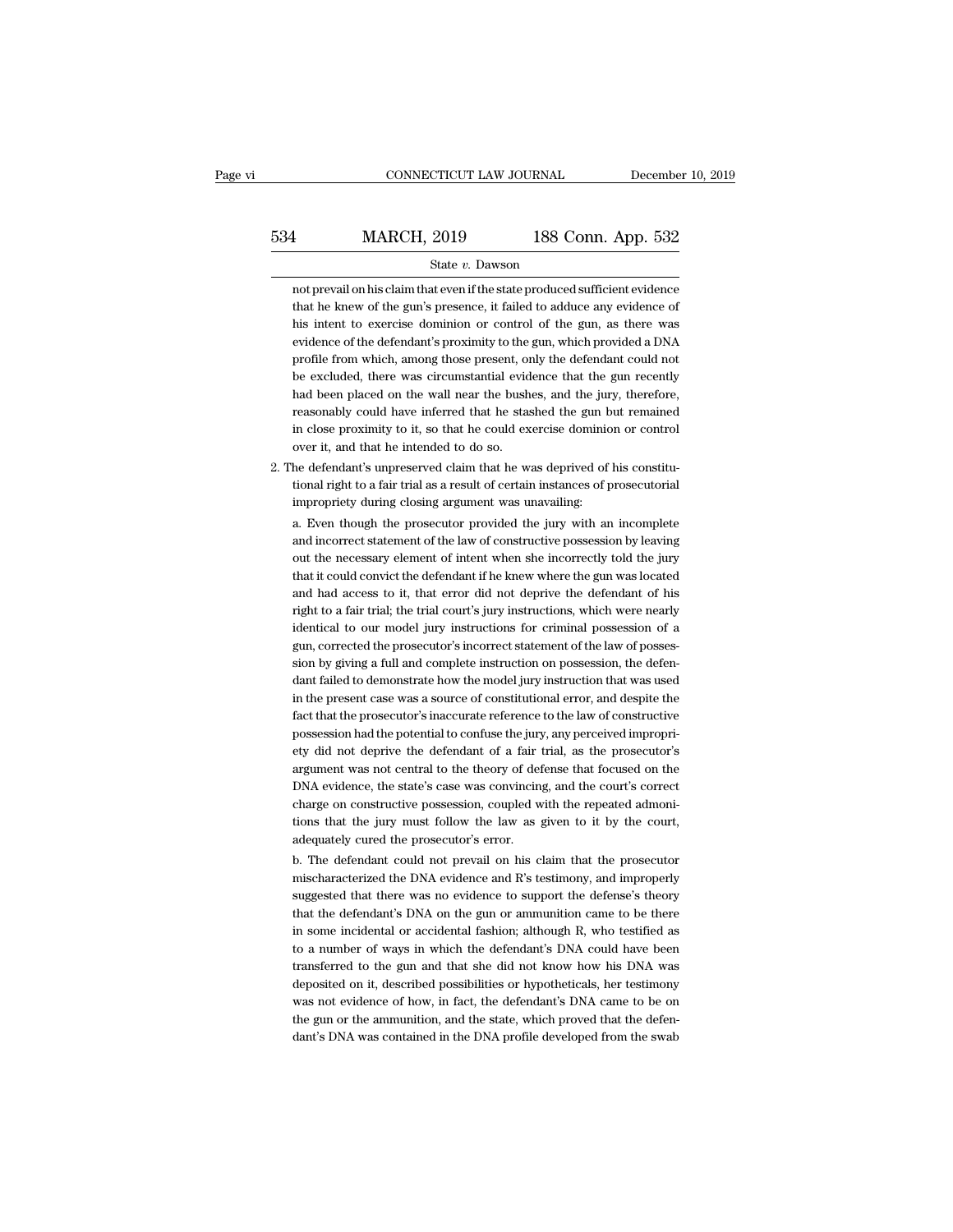not prevail on his claim that even if the state produced sufficient evidence that he knew of the gun's presence, it failed to adduce any evidence of his intent to exercise dominion or control of the gun, as there was evidence of the defendant's proximity to the gun, which provided a DNA profile from which, among those present, only the defendant could not be excluded, there was circumstantial evidence that the gun recently had been placed on the wall near the bushes, and the jury, therefore, reasonably could have inferred that he stashed the gun but remained in close proximity to it, so that he could exercise dominion or control over it, and that he intended to do so.

2. The defendant's unpreserved claim that he was deprived of his constitutional right to a fair trial as a result of certain instances of prosecutorial impropriety during closing argument was unavailing:

   a. Even though the prosecutor provided the jury with an incomplete and incorrect statement of the law of constructive possession by leaving out the necessary element of intent when she incorrectly told the jury that it could convict the defendant if he knew where the gun was located and had access to it, that error did not deprive the defendant of his right to a fair trial; the trial court's jury instructions, which were nearly identical to our model jury instructions for criminal possession of a gun, corrected the prosecutor's incorrect statement of the law of possession by giving a full and complete instruction on possession, the defendant failed to demonstrate how the model jury instruction that was used in the present case was a source of constitutional error, and despite the fact that the prosecutor's inaccurate reference to the law of constructive possession had the potential to confuse the jury, any perceived impropriety did not deprive the defendant of a fair trial, as the prosecutor's argument was not central to the theory of defense that focused on the DNA evidence, the state's case was convincing, and the court's correct charge on constructive possession, coupled with the repeated admonitions that the jury must follow the law as given to it by the court, adequately cured the prosecutor's error.

   b. The defendant could not prevail on his claim that the prosecutor mischaracterized the DNA evidence and R's testimony, and improperly suggested that there was no evidence to support the defense's theory that the defendant's DNA on the gun or ammunition came to be there in some incidental or accidental fashion; although R, who testified as to a number of ways in which the defendant's DNA could have been transferred to the gun and that she did not know how his DNA was deposited on it, described possibilities or hypotheticals, her testimony was not evidence of how, in fact, the defendant's DNA came to be on the gun or the ammunition, and the state, which proved that the defendant's DNA was contained in the DNA profile developed from the swab